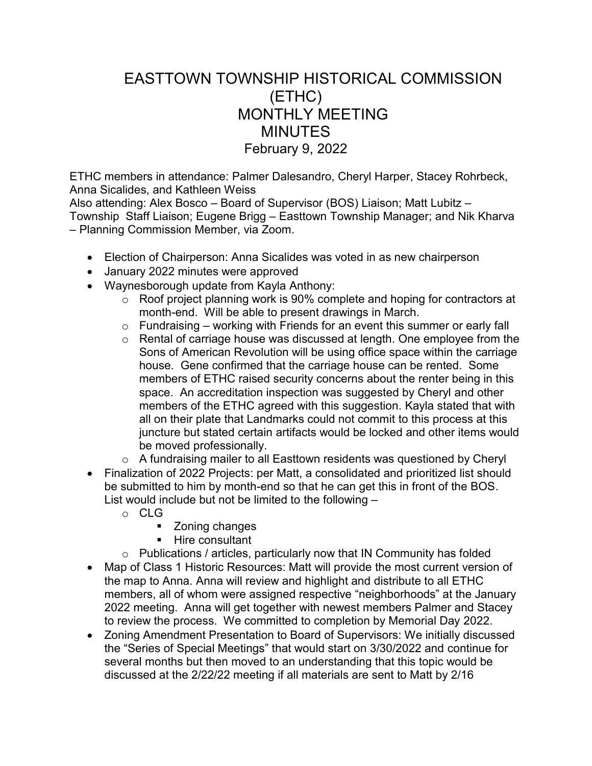# EASTTOWN TOWNSHIP HISTORICAL COMMISSION (ETHC)
## MONTHLY MEETING
## MINUTES
### February 9, 2022

ETHC members in attendance: Palmer Dalesandro, Cheryl Harper, Stacey Rohrbeck, Anna Sicalides, and Kathleen Weiss

Also attending: Alex Bosco – Board of Supervisor (BOS) Liaison; Matt Lubitz – Township Staff Liaison; Eugene Brigg – Easttown Township Manager; and Nik Kharva – Planning Commission Member, via Zoom.

- Election of Chairperson: Anna Sicalides was voted in as new chairperson
- January 2022 minutes were approved
- Waynesborough update from Kayla Anthony:
    - Roof project planning work is 90% complete and hoping for contractors at month-end. Will be able to present drawings in March.
    - Fundraising – working with Friends for an event this summer or early fall
    - Rental of carriage house was discussed at length. One employee from the Sons of American Revolution will be using office space within the carriage house. Gene confirmed that the carriage house can be rented. Some members of ETHC raised security concerns about the renter being in this space. An accreditation inspection was suggested by Cheryl and other members of the ETHC agreed with this suggestion. Kayla stated that with all on their plate that Landmarks could not commit to this process at this juncture but stated certain artifacts would be locked and other items would be moved professionally.
    - A fundraising mailer to all Easttown residents was questioned by Cheryl
- Finalization of 2022 Projects: per Matt, a consolidated and prioritized list should be submitted to him by month-end so that he can get this in front of the BOS. List would include but not be limited to the following –
    - CLG
        - Zoning changes
        - Hire consultant
    - Publications / articles, particularly now that IN Community has folded
- Map of Class 1 Historic Resources: Matt will provide the most current version of the map to Anna. Anna will review and highlight and distribute to all ETHC members, all of whom were assigned respective "neighborhoods" at the January 2022 meeting. Anna will get together with newest members Palmer and Stacey to review the process. We committed to completion by Memorial Day 2022.
- Zoning Amendment Presentation to Board of Supervisors: We initially discussed the "Series of Special Meetings" that would start on 3/30/2022 and continue for several months but then moved to an understanding that this topic would be discussed at the 2/22/22 meeting if all materials are sent to Matt by 2/16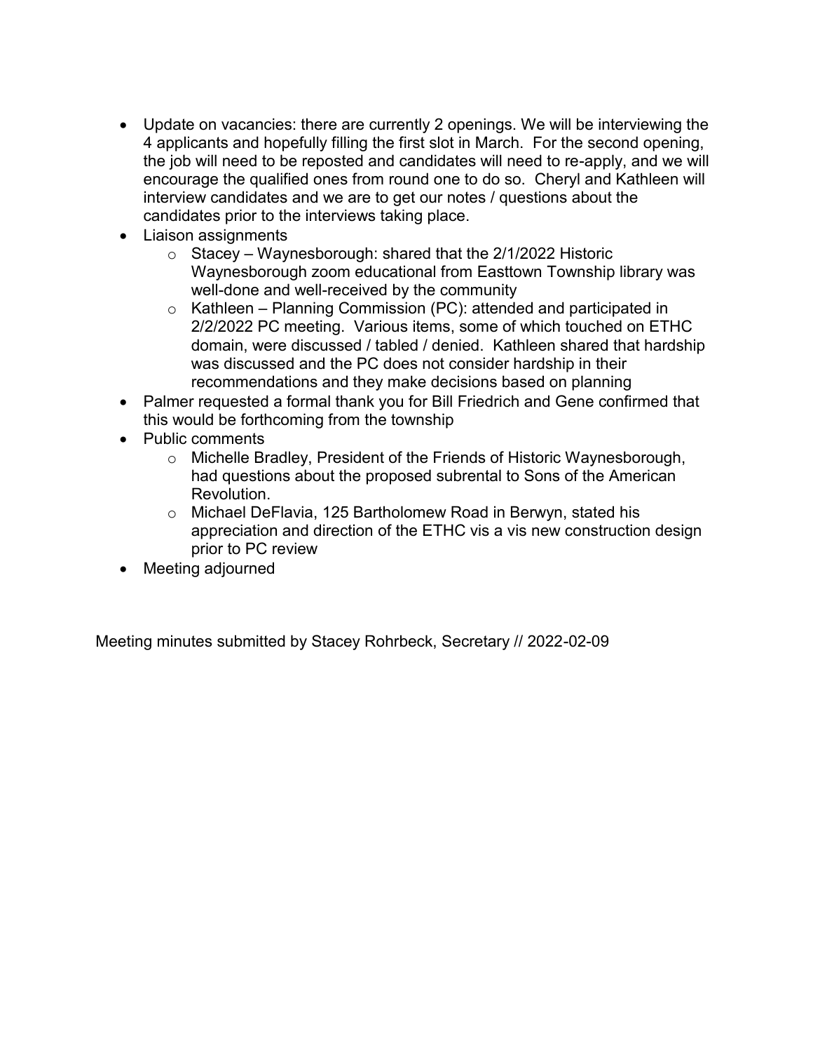- Update on vacancies: there are currently 2 openings. We will be interviewing the 4 applicants and hopefully filling the first slot in March. For the second opening, the job will need to be reposted and candidates will need to re-apply, and we will encourage the qualified ones from round one to do so. Cheryl and Kathleen will interview candidates and we are to get our notes / questions about the candidates prior to the interviews taking place.
- Liaison assignments
  - Stacey – Waynesborough: shared that the 2/1/2022 Historic Waynesborough zoom educational from Easttown Township library was well-done and well-received by the community
  - Kathleen – Planning Commission (PC): attended and participated in 2/2/2022 PC meeting. Various items, some of which touched on ETHC domain, were discussed / tabled / denied. Kathleen shared that hardship was discussed and the PC does not consider hardship in their recommendations and they make decisions based on planning
- Palmer requested a formal thank you for Bill Friedrich and Gene confirmed that this would be forthcoming from the township
- Public comments
  - Michelle Bradley, President of the Friends of Historic Waynesborough, had questions about the proposed subrental to Sons of the American Revolution.
  - Michael DeFlavia, 125 Bartholomew Road in Berwyn, stated his appreciation and direction of the ETHC vis a vis new construction design prior to PC review
- Meeting adjourned

Meeting minutes submitted by Stacey Rohrbeck, Secretary // 2022-02-09